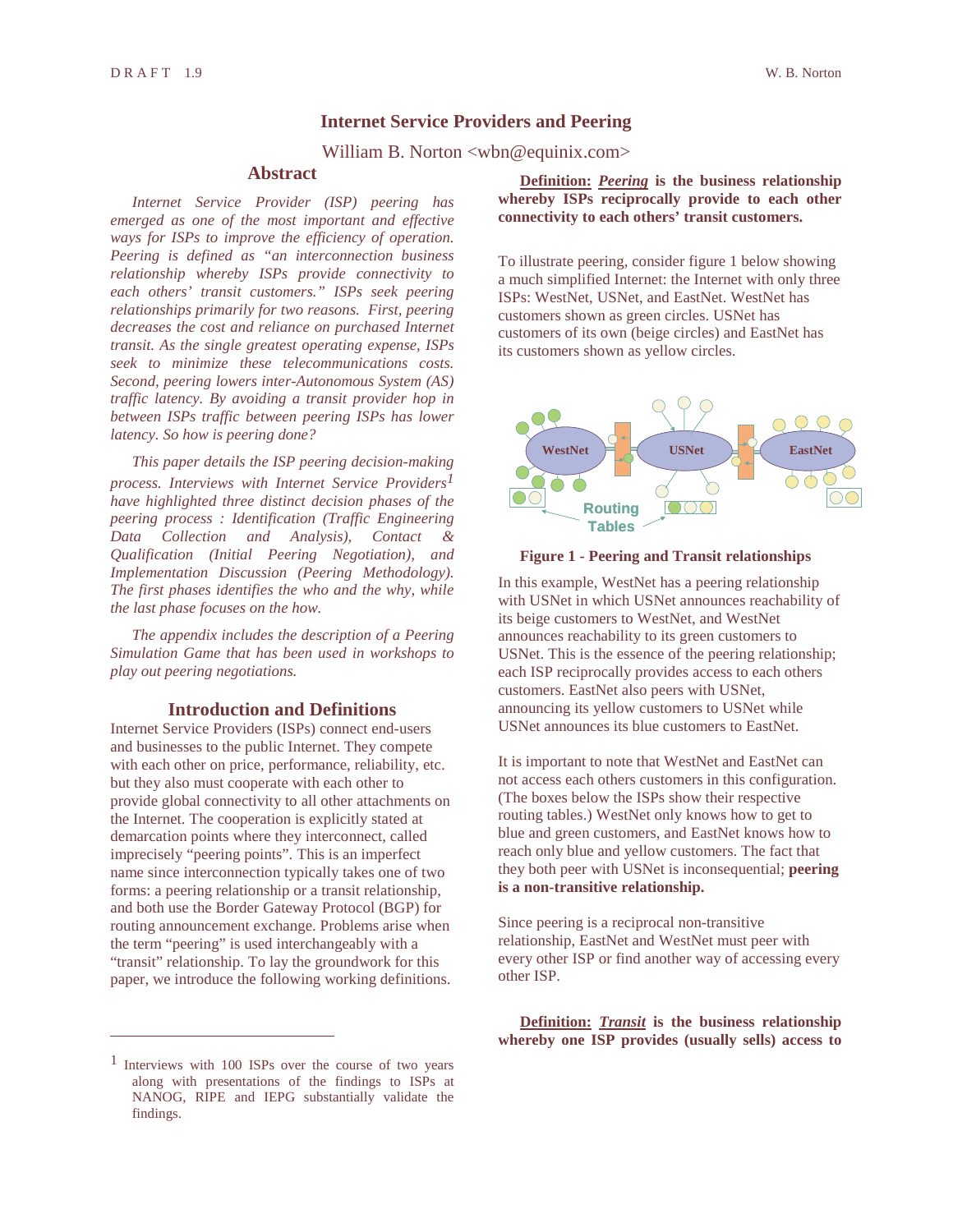# Internet Service Providers and Peering

William B. Norton <wbn@equinix.com>

## Abstract

*Internet Service Provider (ISP) peering has emerged as one of the most important and effective ways for ISPs to improve the efficiency of operation. Peering is defined as "an interconnection business relationship whereby ISPs provide connectivity to each others' transit customers." ISPs seek peering relationships primarily for two reasons. First, peering decreases the cost and reliance on purchased Internet transit. As the single greatest operating expense, ISPs seek to minimize these telecommunications costs. Second, peering lowers inter-Autonomous System (AS) traffic latency. By avoiding a transit provider hop in between ISPs traffic between peering ISPs has lower latency. So how is peering done?*

*This paper details the ISP peering decision-making process. Interviews with Internet Service Providers[1] have highlighted three distinct decision phases of the peering process : Identification (Traffic Engineering Data Collection and Analysis), Contact & Qualification (Initial Peering Negotiation), and Implementation Discussion (Peering Methodology). The first phases identifies the who and the why, while the last phase focuses on the how.*

*The appendix includes the description of a Peering Simulation Game that has been used in workshops to play out peering negotiations.*

## Introduction and Definitions

Internet Service Providers (ISPs) connect end-users and businesses to the public Internet. They compete with each other on price, performance, reliability, etc. but they also must cooperate with each other to provide global connectivity to all other attachments on the Internet. The cooperation is explicitly stated at demarcation points where they interconnect, called imprecisely "peering points". This is an imperfect name since interconnection typically takes one of two forms: a peering relationship or a transit relationship, and both use the Border Gateway Protocol (BGP) for routing announcement exchange. Problems arise when the term "peering" is used interchangeably with a "transit" relationship. To lay the groundwork for this paper, we introduce the following working definitions.

[1] Interviews with 100 ISPs over the course of two years along with presentations of the findings to ISPs at NANOG, RIPE and IEPG substantially validate the findings.

**Definition: *Peering* is the business relationship whereby ISPs reciprocally provide to each other connectivity to each others' transit customers.**

To illustrate peering, consider figure 1 below showing a much simplified Internet: the Internet with only three ISPs: WestNet, USNet, and EastNet. WestNet has customers shown as green circles. USNet has customers of its own (beige circles) and EastNet has its customers shown as yellow circles.

**Figure 1 - Peering and Transit relationships**

In this example, WestNet has a peering relationship with USNet in which USNet announces reachability of its beige customers to WestNet, and WestNet announces reachability to its green customers to USNet. This is the essence of the peering relationship; each ISP reciprocally provides access to each others customers. EastNet also peers with USNet, announcing its yellow customers to USNet while USNet announces its blue customers to EastNet.

It is important to note that WestNet and EastNet can not access each others customers in this configuration. (The boxes below the ISPs show their respective routing tables.) WestNet only knows how to get to blue and green customers, and EastNet knows how to reach only blue and yellow customers. The fact that they both peer with USNet is inconsequential; **peering is a non-transitive relationship.**

Since peering is a reciprocal non-transitive relationship, EastNet and WestNet must peer with every other ISP or find another way of accessing every other ISP.

**Definition: *Transit* is the business relationship whereby one ISP provides (usually sells) access to**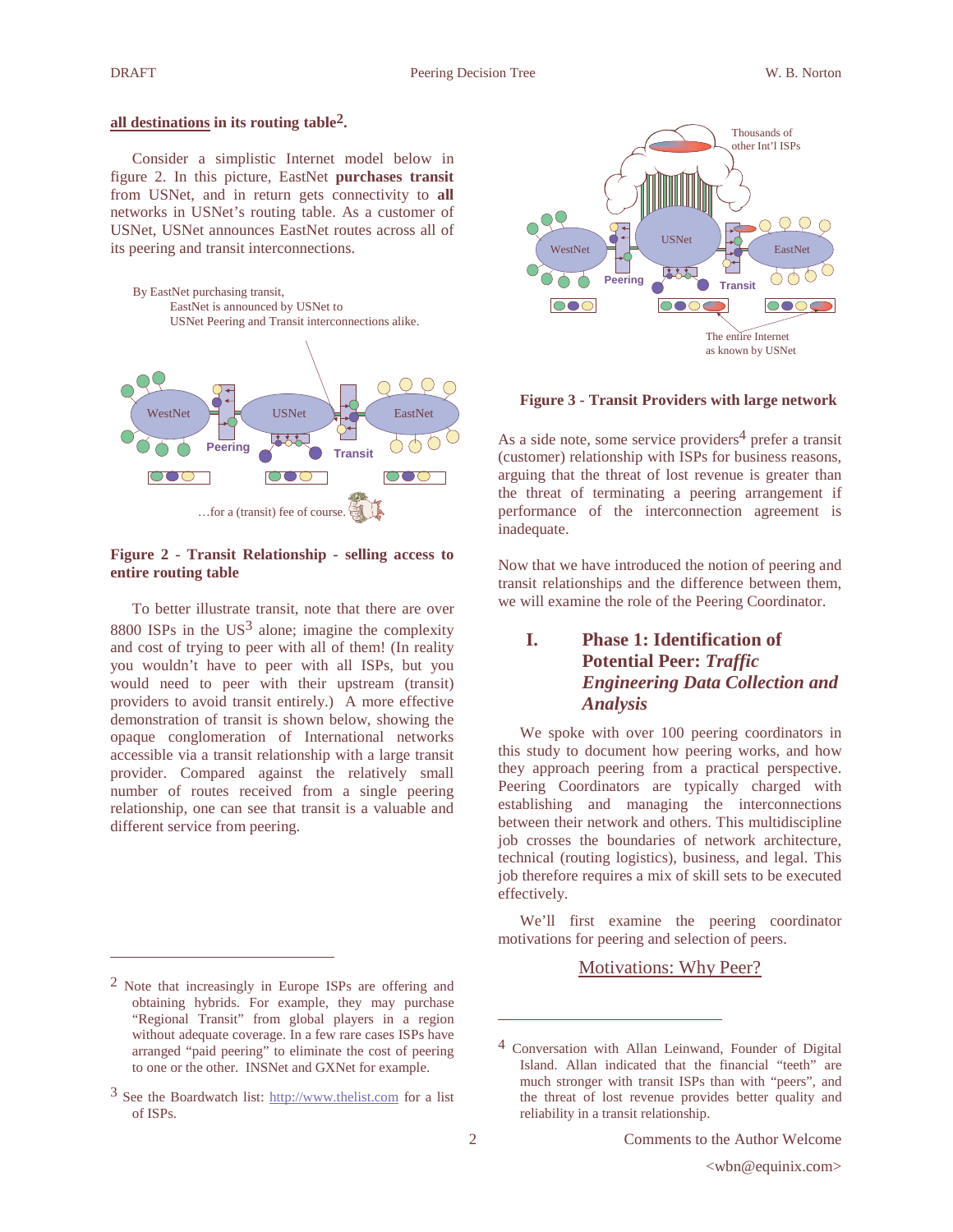**all destinations in its routing table**[2]**.**

Consider a simplistic Internet model below in figure 2. In this picture, EastNet **purchases transit** from USNet, and in return gets connectivity to **all** networks in USNet's routing table. As a customer of USNet, USNet announces EastNet routes across all of its peering and transit interconnections.

By EastNet purchasing transit, EastNet is announced by USNet to USNet Peering and Transit interconnections alike.

…for a (transit) fee of course.

**Figure 2 - Transit Relationship - selling access to entire routing table**

To better illustrate transit, note that there are over 8800 ISPs in the US[3] alone; imagine the complexity and cost of trying to peer with all of them! (In reality you wouldn't have to peer with all ISPs, but you would need to peer with their upstream (transit) providers to avoid transit entirely.) A more effective demonstration of transit is shown below, showing the opaque conglomeration of International networks accessible via a transit relationship with a large transit provider. Compared against the relatively small number of routes received from a single peering relationship, one can see that transit is a valuable and different service from peering.

**Figure 3 - Transit Providers with large network**

As a side note, some service providers[4] prefer a transit (customer) relationship with ISPs for business reasons, arguing that the threat of lost revenue is greater than the threat of terminating a peering arrangement if performance of the interconnection agreement is inadequate.

Now that we have introduced the notion of peering and transit relationships and the difference between them, we will examine the role of the Peering Coordinator.

## I. Phase 1: Identification of Potential Peer: *Traffic Engineering Data Collection and Analysis*

We spoke with over 100 peering coordinators in this study to document how peering works, and how they approach peering from a practical perspective. Peering Coordinators are typically charged with establishing and managing the interconnections between their network and others. This multidiscipline job crosses the boundaries of network architecture, technical (routing logistics), business, and legal. This job therefore requires a mix of skill sets to be executed effectively.

We'll first examine the peering coordinator motivations for peering and selection of peers.

### Motivations: Why Peer?

---

[2] Note that increasingly in Europe ISPs are offering and obtaining hybrids. For example, they may purchase "Regional Transit" from global players in a region without adequate coverage. In a few rare cases ISPs have arranged "paid peering" to eliminate the cost of peering to one or the other. INSNet and GXNet for example.

[3] See the Boardwatch list: http://www.thelist.com for a list of ISPs.

[4] Conversation with Allan Leinwand, Founder of Digital Island. Allan indicated that the financial "teeth" are much stronger with transit ISPs than with "peers", and the threat of lost revenue provides better quality and reliability in a transit relationship.

Comments to the Author Welcome
<wbn@equinix.com>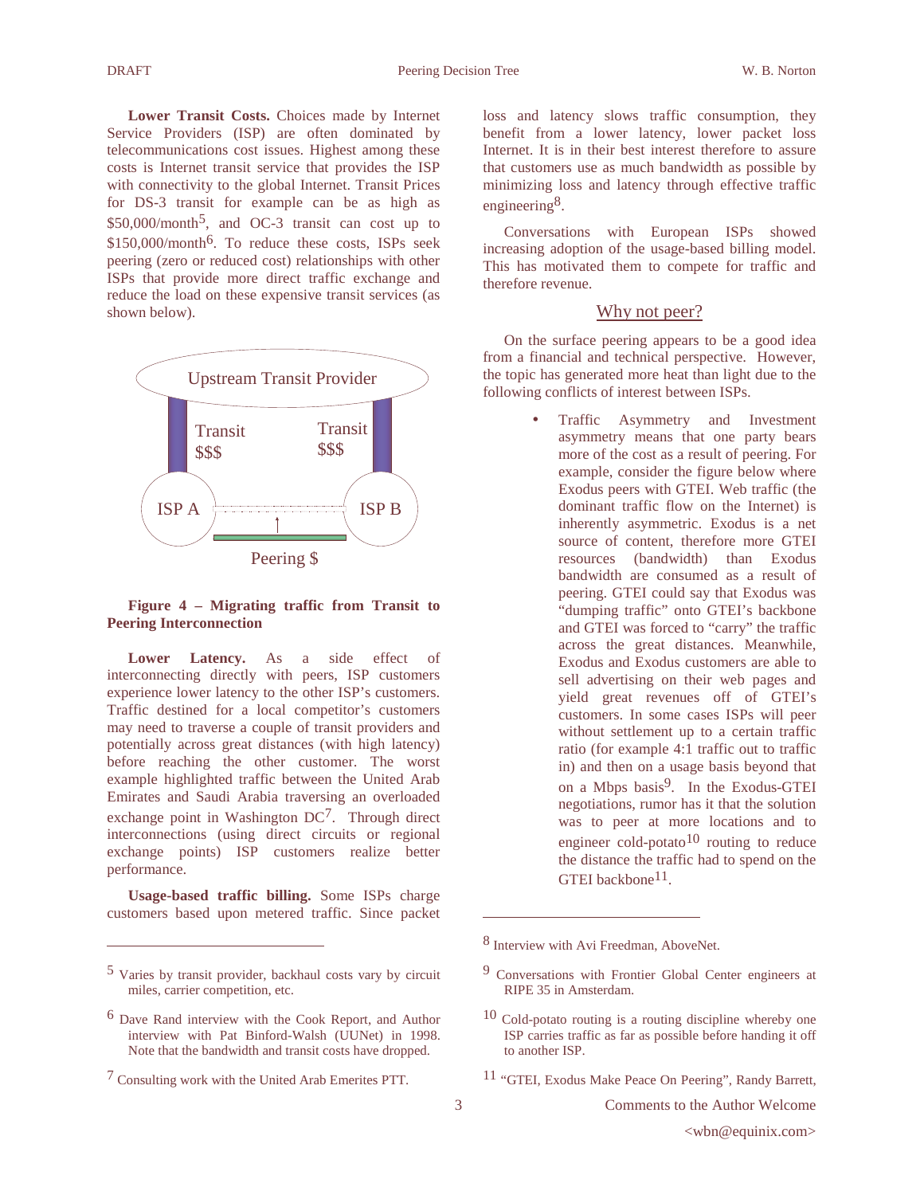**Lower Transit Costs.** Choices made by Internet Service Providers (ISP) are often dominated by telecommunications cost issues. Highest among these costs is Internet transit service that provides the ISP with connectivity to the global Internet. Transit Prices for DS-3 transit for example can be as high as $50,000/month[5], and OC-3 transit can cost up to $150,000/month[6]. To reduce these costs, ISPs seek peering (zero or reduced cost) relationships with other ISPs that provide more direct traffic exchange and reduce the load on these expensive transit services (as shown below).

Upstream Transit Provider

Transit $$$ | Transit $$$

ISP A — ISP B

Peering $

**Figure 4 – Migrating traffic from Transit to Peering Interconnection**

**Lower Latency.** As a side effect of interconnecting directly with peers, ISP customers experience lower latency to the other ISP's customers. Traffic destined for a local competitor's customers may need to traverse a couple of transit providers and potentially across great distances (with high latency) before reaching the other customer. The worst example highlighted traffic between the United Arab Emirates and Saudi Arabia traversing an overloaded exchange point in Washington DC[7]. Through direct interconnections (using direct circuits or regional exchange points) ISP customers realize better performance.

**Usage-based traffic billing.** Some ISPs charge customers based upon metered traffic. Since packet loss and latency slows traffic consumption, they benefit from a lower latency, lower packet loss Internet. It is in their best interest therefore to assure that customers use as much bandwidth as possible by minimizing loss and latency through effective traffic engineering[8].

Conversations with European ISPs showed increasing adoption of the usage-based billing model. This has motivated them to compete for traffic and therefore revenue.

## Why not peer?

On the surface peering appears to be a good idea from a financial and technical perspective. However, the topic has generated more heat than light due to the following conflicts of interest between ISPs.

- Traffic Asymmetry and Investment asymmetry means that one party bears more of the cost as a result of peering. For example, consider the figure below where Exodus peers with GTEI. Web traffic (the dominant traffic flow on the Internet) is inherently asymmetric. Exodus is a net source of content, therefore more GTEI resources (bandwidth) than Exodus bandwidth are consumed as a result of peering. GTEI could say that Exodus was "dumping traffic" onto GTEI's backbone and GTEI was forced to "carry" the traffic across the great distances. Meanwhile, Exodus and Exodus customers are able to sell advertising on their web pages and yield great revenues off of GTEI's customers. In some cases ISPs will peer without settlement up to a certain traffic ratio (for example 4:1 traffic out to traffic in) and then on a usage basis beyond that on a Mbps basis[9]. In the Exodus-GTEI negotiations, rumor has it that the solution was to peer at more locations and to engineer cold-potato[10] routing to reduce the distance the traffic had to spend on the GTEI backbone[11].

---

[5] Varies by transit provider, backhaul costs vary by circuit miles, carrier competition, etc.

[6] Dave Rand interview with the Cook Report, and Author interview with Pat Binford-Walsh (UUNet) in 1998. Note that the bandwidth and transit costs have dropped.

[7] Consulting work with the United Arab Emerites PTT.

[8] Interview with Avi Freedman, AboveNet.

[9] Conversations with Frontier Global Center engineers at RIPE 35 in Amsterdam.

[10] Cold-potato routing is a routing discipline whereby one ISP carries traffic as far as possible before handing it off to another ISP.

[11] "GTEI, Exodus Make Peace On Peering", Randy Barrett,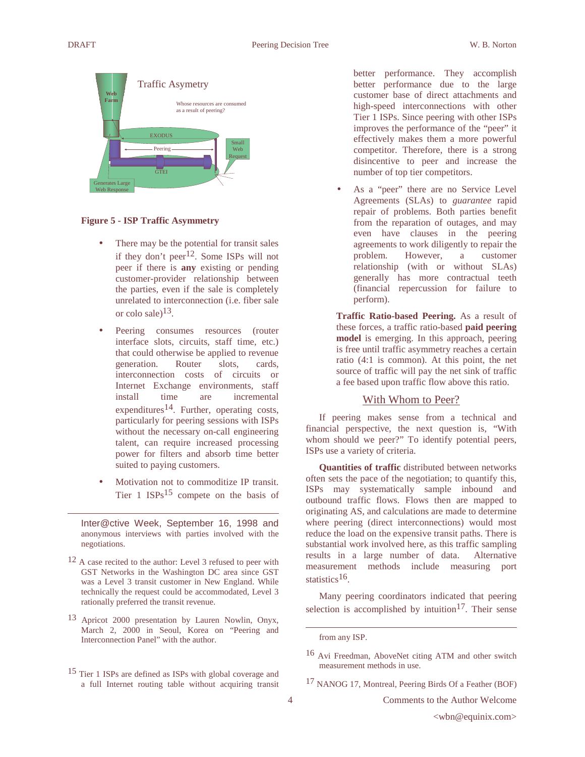Figure 5 - ISP Traffic Asymmetry

- There may be the potential for transit sales if they don't peer[12]. Some ISPs will not peer if there is **any** existing or pending customer-provider relationship between the parties, even if the sale is completely unrelated to interconnection (i.e. fiber sale or colo sale)[13].
- Peering consumes resources (router interface slots, circuits, staff time, etc.) that could otherwise be applied to revenue generation. Router slots, cards, interconnection costs of circuits or Internet Exchange environments, staff install time are incremental expenditures[14]. Further, operating costs, particularly for peering sessions with ISPs without the necessary on-call engineering talent, can require increased processing power for filters and absorb time better suited to paying customers.
- Motivation not to commoditize IP transit. Tier 1 ISPs[15] compete on the basis of better performance. They accomplish better performance due to the large customer base of direct attachments and high-speed interconnections with other Tier 1 ISPs. Since peering with other ISPs improves the performance of the "peer" it effectively makes them a more powerful competitor. Therefore, there is a strong disincentive to peer and increase the number of top tier competitors.
- As a "peer" there are no Service Level Agreements (SLAs) to *guarantee* rapid repair of problems. Both parties benefit from the reparation of outages, and may even have clauses in the peering agreements to work diligently to repair the problem. However, a customer relationship (with or without SLAs) generally has more contractual teeth (financial repercussion for failure to perform).

**Traffic Ratio-based Peering.** As a result of these forces, a traffic ratio-based **paid peering model** is emerging. In this approach, peering is free until traffic asymmetry reaches a certain ratio (4:1 is common). At this point, the net source of traffic will pay the net sink of traffic a fee based upon traffic flow above this ratio.

## With Whom to Peer?

If peering makes sense from a technical and financial perspective, the next question is, "With whom should we peer?" To identify potential peers, ISPs use a variety of criteria.

**Quantities of traffic** distributed between networks often sets the pace of the negotiation; to quantify this, ISPs may systematically sample inbound and outbound traffic flows. Flows then are mapped to originating AS, and calculations are made to determine where peering (direct interconnections) would most reduce the load on the expensive transit paths. There is substantial work involved here, as this traffic sampling results in a large number of data. Alternative measurement methods include measuring port statistics[16].

Many peering coordinators indicated that peering selection is accomplished by intuition[17]. Their sense

---

Inter@ctive Week, September 16, 1998 and anonymous interviews with parties involved with the negotiations.

[12] A case recited to the author: Level 3 refused to peer with GST Networks in the Washington DC area since GST was a Level 3 transit customer in New England. While technically the request could be accommodated, Level 3 rationally preferred the transit revenue.

[13] Apricot 2000 presentation by Lauren Nowlin, Onyx, March 2, 2000 in Seoul, Korea on "Peering and Interconnection Panel" with the author.

[15] Tier 1 ISPs are defined as ISPs with global coverage and a full Internet routing table without acquiring transit from any ISP.

[16] Avi Freedman, AboveNet citing ATM and other switch measurement methods in use.

[17] NANOG 17, Montreal, Peering Birds Of a Feather (BOF)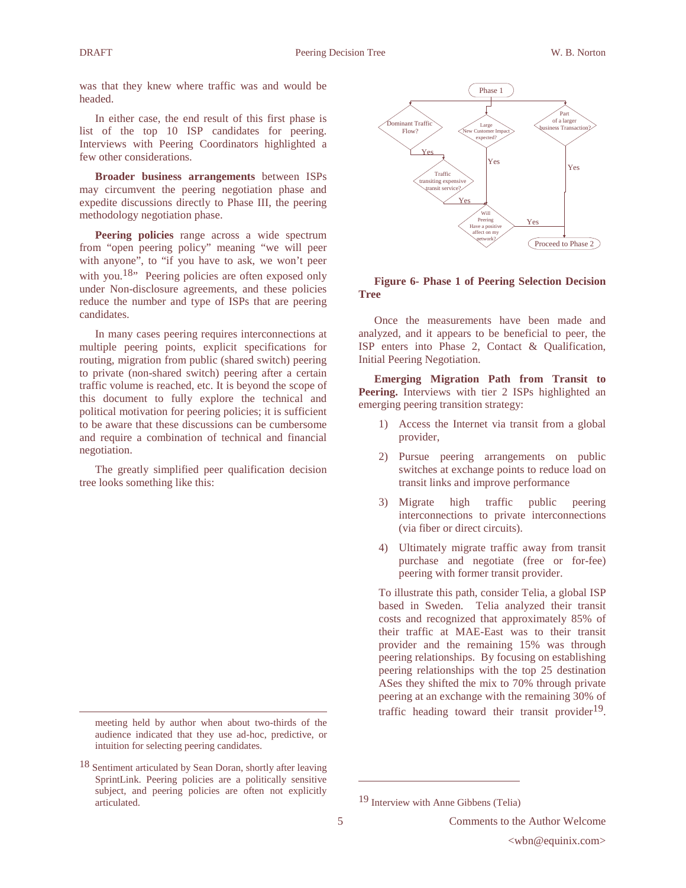was that they knew where traffic was and would be headed.

In either case, the end result of this first phase is list of the top 10 ISP candidates for peering. Interviews with Peering Coordinators highlighted a few other considerations.

**Broader business arrangements** between ISPs may circumvent the peering negotiation phase and expedite discussions directly to Phase III, the peering methodology negotiation phase.

**Peering policies** range across a wide spectrum from "open peering policy" meaning "we will peer with anyone", to "if you have to ask, we won't peer with you.[18]" Peering policies are often exposed only under Non-disclosure agreements, and these policies reduce the number and type of ISPs that are peering candidates.

In many cases peering requires interconnections at multiple peering points, explicit specifications for routing, migration from public (shared switch) peering to private (non-shared switch) peering after a certain traffic volume is reached, etc. It is beyond the scope of this document to fully explore the technical and political motivation for peering policies; it is sufficient to be aware that these discussions can be cumbersome and require a combination of technical and financial negotiation.

The greatly simplified peer qualification decision tree looks something like this:

Phase 1

Dominant Traffic Flow?

Large New Customer Impact expected?

Part of a larger business Transaction?

Yes

Traffic transiting expensive transit service?

Yes

Yes

Yes

Will Peering Have a positive affect on my network?

Yes

Proceed to Phase 2

**Figure 6- Phase 1 of Peering Selection Decision Tree**

Once the measurements have been made and analyzed, and it appears to be beneficial to peer, the ISP enters into Phase 2, Contact & Qualification, Initial Peering Negotiation.

**Emerging Migration Path from Transit to Peering.** Interviews with tier 2 ISPs highlighted an emerging peering transition strategy:

1) Access the Internet via transit from a global provider,
2) Pursue peering arrangements on public switches at exchange points to reduce load on transit links and improve performance
3) Migrate high traffic public peering interconnections to private interconnections (via fiber or direct circuits).
4) Ultimately migrate traffic away from transit purchase and negotiate (free or for-fee) peering with former transit provider.

To illustrate this path, consider Telia, a global ISP based in Sweden. Telia analyzed their transit costs and recognized that approximately 85% of their traffic at MAE-East was to their transit provider and the remaining 15% was through peering relationships. By focusing on establishing peering relationships with the top 25 destination ASes they shifted the mix to 70% through private peering at an exchange with the remaining 30% of traffic heading toward their transit provider[19].

---

meeting held by author when about two-thirds of the audience indicated that they use ad-hoc, predictive, or intuition for selecting peering candidates.

[18] Sentiment articulated by Sean Doran, shortly after leaving SprintLink. Peering policies are a politically sensitive subject, and peering policies are often not explicitly articulated.

[19] Interview with Anne Gibbens (Telia)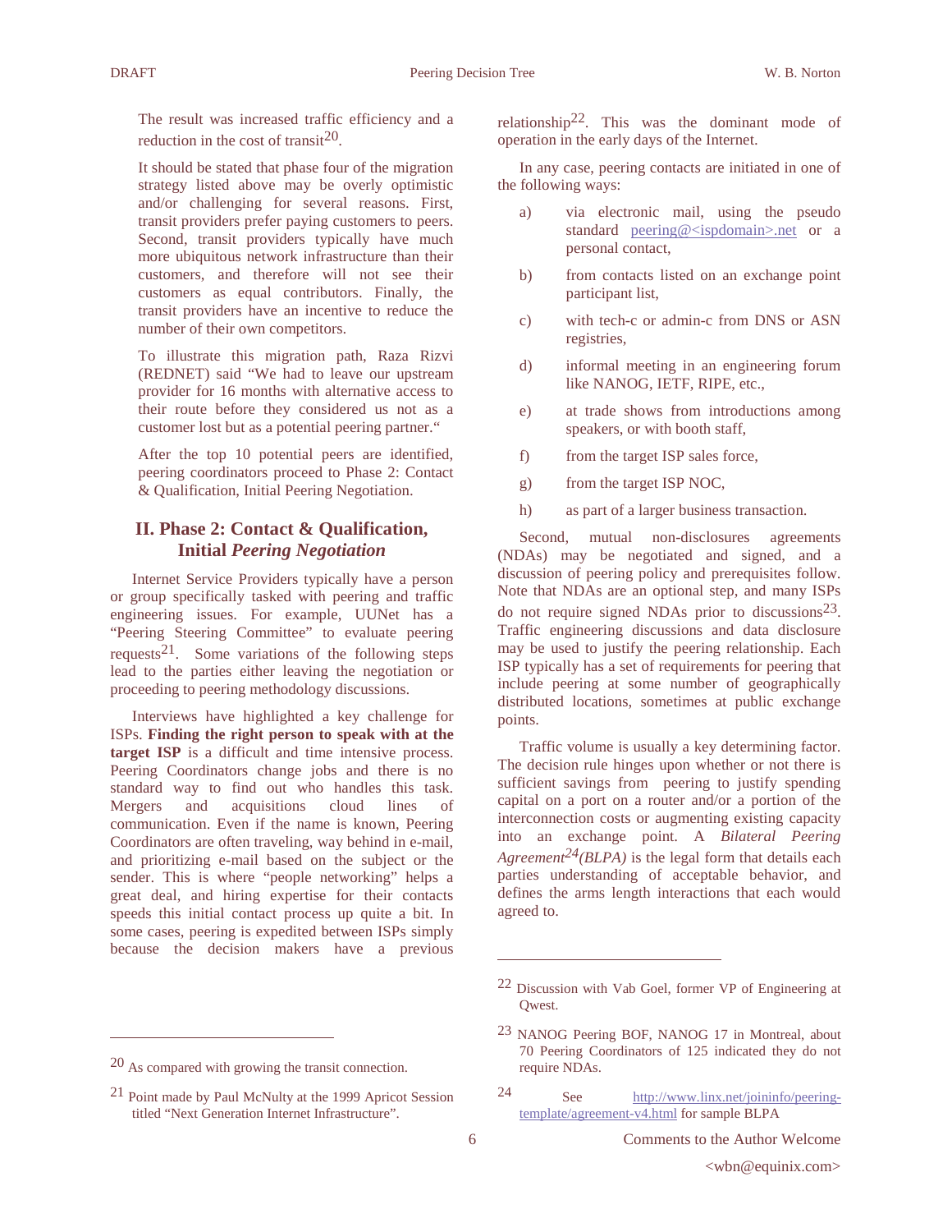The result was increased traffic efficiency and a reduction in the cost of transit[20].

It should be stated that phase four of the migration strategy listed above may be overly optimistic and/or challenging for several reasons. First, transit providers prefer paying customers to peers. Second, transit providers typically have much more ubiquitous network infrastructure than their customers, and therefore will not see their customers as equal contributors. Finally, the transit providers have an incentive to reduce the number of their own competitors.

To illustrate this migration path, Raza Rizvi (REDNET) said "We had to leave our upstream provider for 16 months with alternative access to their route before they considered us not as a customer lost but as a potential peering partner."

After the top 10 potential peers are identified, peering coordinators proceed to Phase 2: Contact & Qualification, Initial Peering Negotiation.

## II. Phase 2: Contact & Qualification, Initial *Peering Negotiation*

Internet Service Providers typically have a person or group specifically tasked with peering and traffic engineering issues. For example, UUNet has a "Peering Steering Committee" to evaluate peering requests[21]. Some variations of the following steps lead to the parties either leaving the negotiation or proceeding to peering methodology discussions.

Interviews have highlighted a key challenge for ISPs. **Finding the right person to speak with at the target ISP** is a difficult and time intensive process. Peering Coordinators change jobs and there is no standard way to find out who handles this task. Mergers and acquisitions cloud lines of communication. Even if the name is known, Peering Coordinators are often traveling, way behind in e-mail, and prioritizing e-mail based on the subject or the sender. This is where "people networking" helps a great deal, and hiring expertise for their contacts speeds this initial contact process up quite a bit. In some cases, peering is expedited between ISPs simply because the decision makers have a previous relationship[22]. This was the dominant mode of operation in the early days of the Internet.

In any case, peering contacts are initiated in one of the following ways:

a) via electronic mail, using the pseudo standard peering@<ispdomain>.net or a personal contact,

b) from contacts listed on an exchange point participant list,

c) with tech-c or admin-c from DNS or ASN registries,

d) informal meeting in an engineering forum like NANOG, IETF, RIPE, etc.,

e) at trade shows from introductions among speakers, or with booth staff,

f) from the target ISP sales force,

g) from the target ISP NOC,

h) as part of a larger business transaction.

Second, mutual non-disclosures agreements (NDAs) may be negotiated and signed, and a discussion of peering policy and prerequisites follow. Note that NDAs are an optional step, and many ISPs do not require signed NDAs prior to discussions[23]. Traffic engineering discussions and data disclosure may be used to justify the peering relationship. Each ISP typically has a set of requirements for peering that include peering at some number of geographically distributed locations, sometimes at public exchange points.

Traffic volume is usually a key determining factor. The decision rule hinges upon whether or not there is sufficient savings from peering to justify spending capital on a port on a router and/or a portion of the interconnection costs or augmenting existing capacity into an exchange point. A *Bilateral Peering Agreement*[24]*(BLPA)* is the legal form that details each parties understanding of acceptable behavior, and defines the arms length interactions that each would agreed to.

---

20 As compared with growing the transit connection.

21 Point made by Paul McNulty at the 1999 Apricot Session titled "Next Generation Internet Infrastructure".

22 Discussion with Vab Goel, former VP of Engineering at Qwest.

23 NANOG Peering BOF, NANOG 17 in Montreal, about 70 Peering Coordinators of 125 indicated they do not require NDAs.

24 See http://www.linx.net/joininfo/peering-template/agreement-v4.html for sample BLPA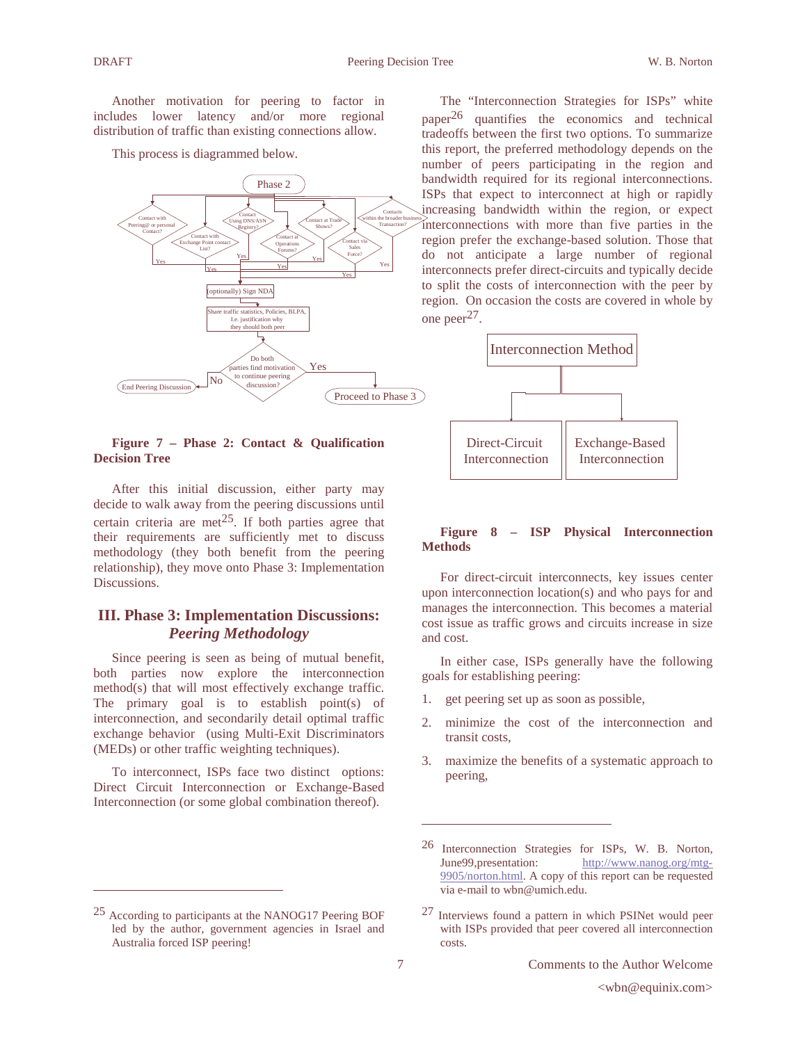Another motivation for peering to factor in includes lower latency and/or more regional distribution of traffic than existing connections allow.

This process is diagrammed below.

Phase 2

Contact with Peering@ or personal Contact? | Contact with Exchange Point contact List? | Contact Using DNS/ASN Registry? | Contact at Operations Forums? | Contact at Trade Shows? | Contact via Sales Force? | Contacts within the broader business Transaction?

Yes → (optionally) Sign NDA → Share traffic statistics, Policies, BLPA, I.e. justification why they should both peer → Do both parties find motivation to continue peering discussion? — No → End Peering Discussion; Yes → Proceed to Phase 3

**Figure 7 – Phase 2: Contact & Qualification Decision Tree**

After this initial discussion, either party may decide to walk away from the peering discussions until certain criteria are met[25]. If both parties agree that their requirements are sufficiently met to discuss methodology (they both benefit from the peering relationship), they move onto Phase 3: Implementation Discussions.

## III. Phase 3: Implementation Discussions: *Peering Methodology*

Since peering is seen as being of mutual benefit, both parties now explore the interconnection method(s) that will most effectively exchange traffic. The primary goal is to establish point(s) of interconnection, and secondarily detail optimal traffic exchange behavior (using Multi-Exit Discriminators (MEDs) or other traffic weighting techniques).

To interconnect, ISPs face two distinct options: Direct Circuit Interconnection or Exchange-Based Interconnection (or some global combination thereof).

The "Interconnection Strategies for ISPs" white paper[26] quantifies the economics and technical tradeoffs between the first two options. To summarize this report, the preferred methodology depends on the number of peers participating in the region and bandwidth required for its regional interconnections. ISPs that expect to interconnect at high or rapidly increasing bandwidth within the region, or expect interconnections with more than five parties in the region prefer the exchange-based solution. Those that do not anticipate a large number of regional interconnects prefer direct-circuits and typically decide to split the costs of interconnection with the peer by region. On occasion the costs are covered in whole by one peer[27].

Interconnection Method → Direct-Circuit Interconnection | Exchange-Based Interconnection

**Figure 8 – ISP Physical Interconnection Methods**

For direct-circuit interconnects, key issues center upon interconnection location(s) and who pays for and manages the interconnection. This becomes a material cost issue as traffic grows and circuits increase in size and cost.

In either case, ISPs generally have the following goals for establishing peering:

1. get peering set up as soon as possible,
2. minimize the cost of the interconnection and transit costs,
3. maximize the benefits of a systematic approach to peering,

---

[25] According to participants at the NANOG17 Peering BOF led by the author, government agencies in Israel and Australia forced ISP peering!

[26] Interconnection Strategies for ISPs, W. B. Norton, June99,presentation: http://www.nanog.org/mtg-9905/norton.html. A copy of this report can be requested via e-mail to wbn@umich.edu.

[27] Interviews found a pattern in which PSINet would peer with ISPs provided that peer covered all interconnection costs.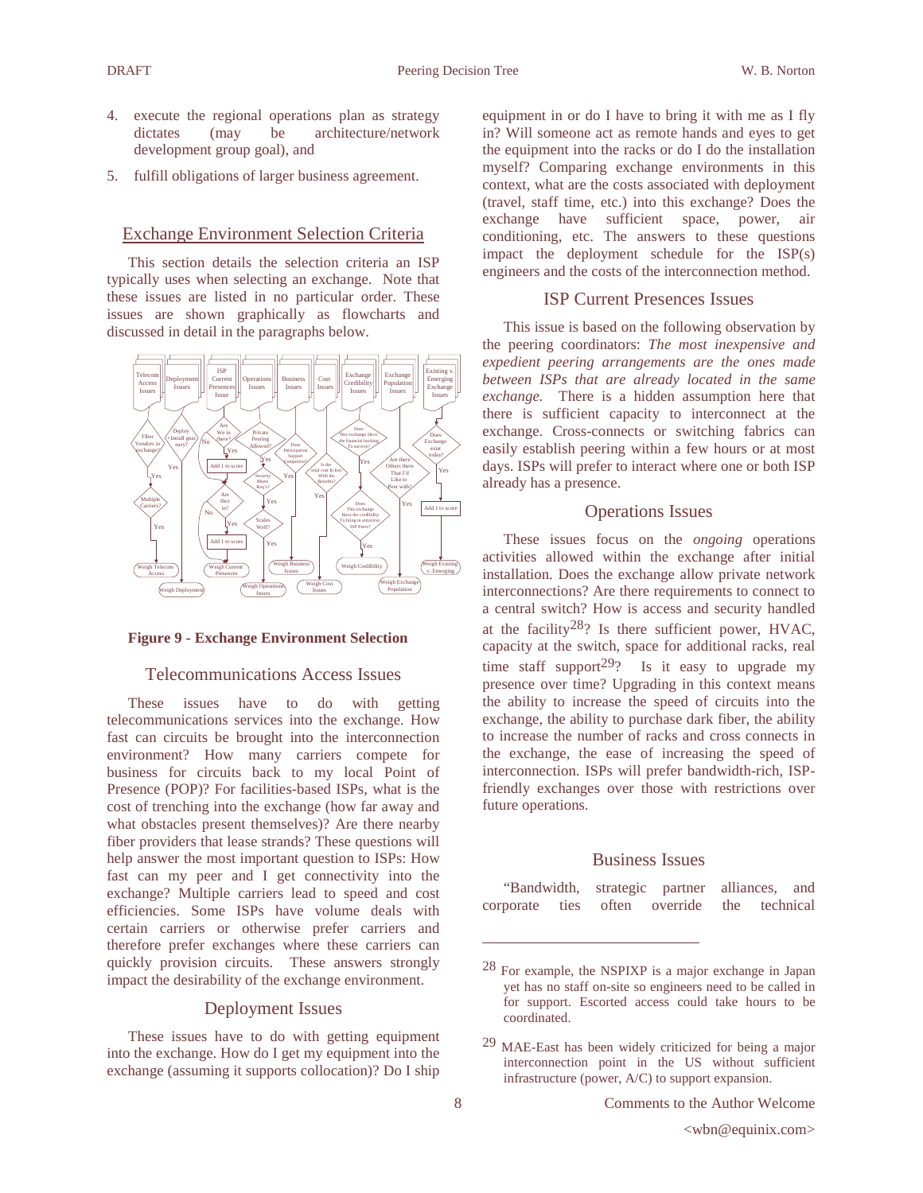4. execute the regional operations plan as strategy dictates (may be architecture/network development group goal), and
5. fulfill obligations of larger business agreement.

## Exchange Environment Selection Criteria

This section details the selection criteria an ISP typically uses when selecting an exchange. Note that these issues are listed in no particular order. These issues are shown graphically as flowcharts and discussed in detail in the paragraphs below.

**Figure 9 - Exchange Environment Selection**

### Telecommunications Access Issues

These issues have to do with getting telecommunications services into the exchange. How fast can circuits be brought into the interconnection environment? How many carriers compete for business for circuits back to my local Point of Presence (POP)? For facilities-based ISPs, what is the cost of trenching into the exchange (how far away and what obstacles present themselves)? Are there nearby fiber providers that lease strands? These questions will help answer the most important question to ISPs: How fast can my peer and I get connectivity into the exchange? Multiple carriers lead to speed and cost efficiencies. Some ISPs have volume deals with certain carriers or otherwise prefer carriers and therefore prefer exchanges where these carriers can quickly provision circuits. These answers strongly impact the desirability of the exchange environment.

### Deployment Issues

These issues have to do with getting equipment into the exchange. How do I get my equipment into the exchange (assuming it supports collocation)? Do I ship equipment in or do I have to bring it with me as I fly in? Will someone act as remote hands and eyes to get the equipment into the racks or do I do the installation myself? Comparing exchange environments in this context, what are the costs associated with deployment (travel, staff time, etc.) into this exchange? Does the exchange have sufficient space, power, air conditioning, etc. The answers to these questions impact the deployment schedule for the ISP(s) engineers and the costs of the interconnection method.

### ISP Current Presences Issues

This issue is based on the following observation by the peering coordinators: *The most inexpensive and expedient peering arrangements are the ones made between ISPs that are already located in the same exchange.* There is a hidden assumption here that there is sufficient capacity to interconnect at the exchange. Cross-connects or switching fabrics can easily establish peering within a few hours or at most days. ISPs will prefer to interact where one or both ISP already has a presence.

### Operations Issues

These issues focus on the *ongoing* operations activities allowed within the exchange after initial installation. Does the exchange allow private network interconnections? Are there requirements to connect to a central switch? How is access and security handled at the facility[28]? Is there sufficient power, HVAC, capacity at the switch, space for additional racks, real time staff support[29]? Is it easy to upgrade my presence over time? Upgrading in this context means the ability to increase the speed of circuits into the exchange, the ability to purchase dark fiber, the ability to increase the number of racks and cross connects in the exchange, the ease of increasing the speed of interconnection. ISPs will prefer bandwidth-rich, ISP-friendly exchanges over those with restrictions over future operations.

### Business Issues

"Bandwidth, strategic partner alliances, and corporate ties often override the technical

---

[28] For example, the NSPIXP is a major exchange in Japan yet has no staff on-site so engineers need to be called in for support. Escorted access could take hours to be coordinated.

[29] MAE-East has been widely criticized for being a major interconnection point in the US without sufficient infrastructure (power, A/C) to support expansion.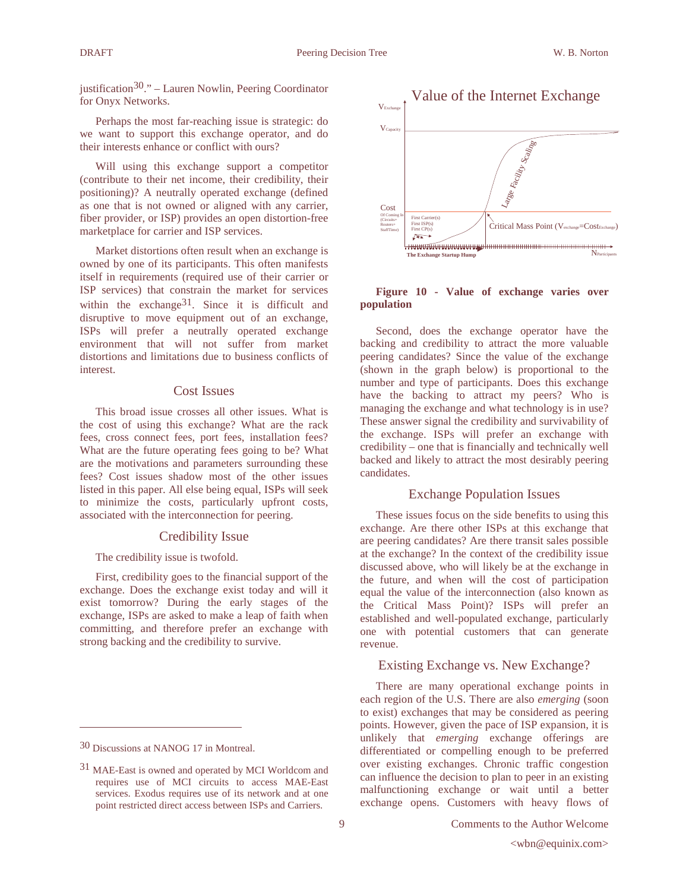justification[30].” – Lauren Nowlin, Peering Coordinator for Onyx Networks.

Perhaps the most far-reaching issue is strategic: do we want to support this exchange operator, and do their interests enhance or conflict with ours?

Will using this exchange support a competitor (contribute to their net income, their credibility, their positioning)? A neutrally operated exchange (defined as one that is not owned or aligned with any carrier, fiber provider, or ISP) provides an open distortion-free marketplace for carrier and ISP services.

Market distortions often result when an exchange is owned by one of its participants. This often manifests itself in requirements (required use of their carrier or ISP services) that constrain the market for services within the exchange[31]. Since it is difficult and disruptive to move equipment out of an exchange, ISPs will prefer a neutrally operated exchange environment that will not suffer from market distortions and limitations due to business conflicts of interest.

## Cost Issues

This broad issue crosses all other issues. What is the cost of using this exchange? What are the rack fees, cross connect fees, port fees, installation fees? What are the future operating fees going to be? What are the motivations and parameters surrounding these fees? Cost issues shadow most of the other issues listed in this paper. All else being equal, ISPs will seek to minimize the costs, particularly upfront costs, associated with the interconnection for peering.

## Credibility Issue

The credibility issue is twofold.

First, credibility goes to the financial support of the exchange. Does the exchange exist today and will it exist tomorrow? During the early stages of the exchange, ISPs are asked to make a leap of faith when committing, and therefore prefer an exchange with strong backing and the credibility to survive.

**Figure 10 - Value of exchange varies over population**

Second, does the exchange operator have the backing and credibility to attract the more valuable peering candidates? Since the value of the exchange (shown in the graph below) is proportional to the number and type of participants. Does this exchange have the backing to attract my peers? Who is managing the exchange and what technology is in use? These answer signal the credibility and survivability of the exchange. ISPs will prefer an exchange with credibility – one that is financially and technically well backed and likely to attract the most desirably peering candidates.

## Exchange Population Issues

These issues focus on the side benefits to using this exchange. Are there other ISPs at this exchange that are peering candidates? Are there transit sales possible at the exchange? In the context of the credibility issue discussed above, who will likely be at the exchange in the future, and when will the cost of participation equal the value of the interconnection (also known as the Critical Mass Point)? ISPs will prefer an established and well-populated exchange, particularly one with potential customers that can generate revenue.

## Existing Exchange vs. New Exchange?

There are many operational exchange points in each region of the U.S. There are also *emerging* (soon to exist) exchanges that may be considered as peering points. However, given the pace of ISP expansion, it is unlikely that *emerging* exchange offerings are differentiated or compelling enough to be preferred over existing exchanges. Chronic traffic congestion can influence the decision to plan to peer in an existing malfunctioning exchange or wait until a better exchange opens. Customers with heavy flows of

---

[30] Discussions at NANOG 17 in Montreal.

[31] MAE-East is owned and operated by MCI Worldcom and requires use of MCI circuits to access MAE-East services. Exodus requires use of its network and at one point restricted direct access between ISPs and Carriers.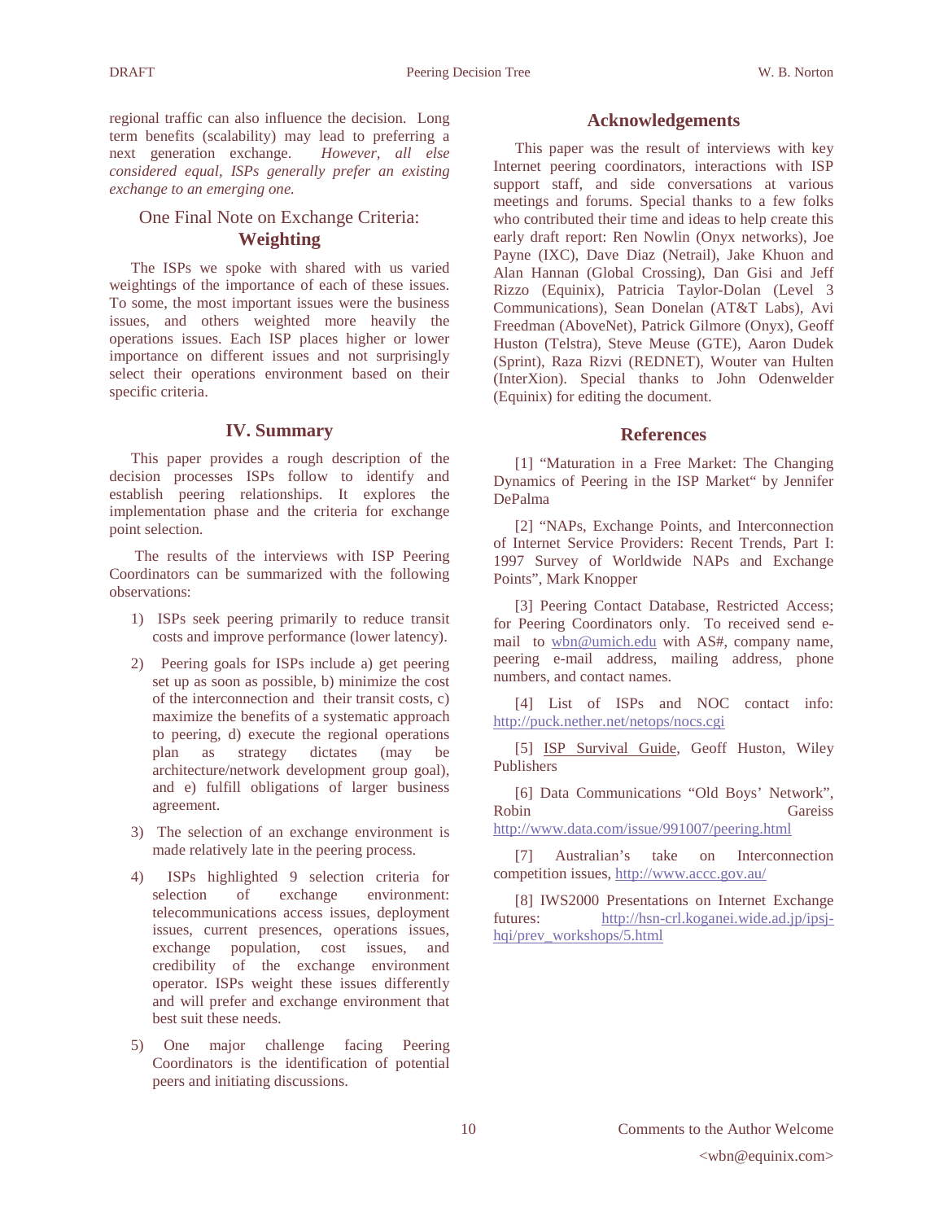regional traffic can also influence the decision. Long term benefits (scalability) may lead to preferring a next generation exchange. *However, all else considered equal, ISPs generally prefer an existing exchange to an emerging one.*

### One Final Note on Exchange Criteria: **Weighting**

The ISPs we spoke with shared with us varied weightings of the importance of each of these issues. To some, the most important issues were the business issues, and others weighted more heavily the operations issues. Each ISP places higher or lower importance on different issues and not surprisingly select their operations environment based on their specific criteria.

## IV. Summary

This paper provides a rough description of the decision processes ISPs follow to identify and establish peering relationships. It explores the implementation phase and the criteria for exchange point selection.

The results of the interviews with ISP Peering Coordinators can be summarized with the following observations:

1) ISPs seek peering primarily to reduce transit costs and improve performance (lower latency).
2) Peering goals for ISPs include a) get peering set up as soon as possible, b) minimize the cost of the interconnection and their transit costs, c) maximize the benefits of a systematic approach to peering, d) execute the regional operations plan as strategy dictates (may be architecture/network development group goal), and e) fulfill obligations of larger business agreement.
3) The selection of an exchange environment is made relatively late in the peering process.
4) ISPs highlighted 9 selection criteria for selection of exchange environment: telecommunications access issues, deployment issues, current presences, operations issues, exchange population, cost issues, and credibility of the exchange environment operator. ISPs weight these issues differently and will prefer and exchange environment that best suit these needs.
5) One major challenge facing Peering Coordinators is the identification of potential peers and initiating discussions.

## Acknowledgements

This paper was the result of interviews with key Internet peering coordinators, interactions with ISP support staff, and side conversations at various meetings and forums. Special thanks to a few folks who contributed their time and ideas to help create this early draft report: Ren Nowlin (Onyx networks), Joe Payne (IXC), Dave Diaz (Netrail), Jake Khuon and Alan Hannan (Global Crossing), Dan Gisi and Jeff Rizzo (Equinix), Patricia Taylor-Dolan (Level 3 Communications), Sean Donelan (AT&T Labs), Avi Freedman (AboveNet), Patrick Gilmore (Onyx), Geoff Huston (Telstra), Steve Meuse (GTE), Aaron Dudek (Sprint), Raza Rizvi (REDNET), Wouter van Hulten (InterXion). Special thanks to John Odenwelder (Equinix) for editing the document.

## References

[1] "Maturation in a Free Market: The Changing Dynamics of Peering in the ISP Market" by Jennifer DePalma

[2] "NAPs, Exchange Points, and Interconnection of Internet Service Providers: Recent Trends, Part I: 1997 Survey of Worldwide NAPs and Exchange Points", Mark Knopper

[3] Peering Contact Database, Restricted Access; for Peering Coordinators only. To received send e-mail to wbn@umich.edu with AS#, company name, peering e-mail address, mailing address, phone numbers, and contact names.

[4] List of ISPs and NOC contact info: http://puck.nether.net/netops/nocs.cgi

[5] ISP Survival Guide, Geoff Huston, Wiley Publishers

[6] Data Communications "Old Boys' Network", Robin Gareiss http://www.data.com/issue/991007/peering.html

[7] Australian's take on Interconnection competition issues, http://www.accc.gov.au/

[8] IWS2000 Presentations on Internet Exchange futures: http://hsn-crl.koganei.wide.ad.jp/ipsj-hqi/prev_workshops/5.html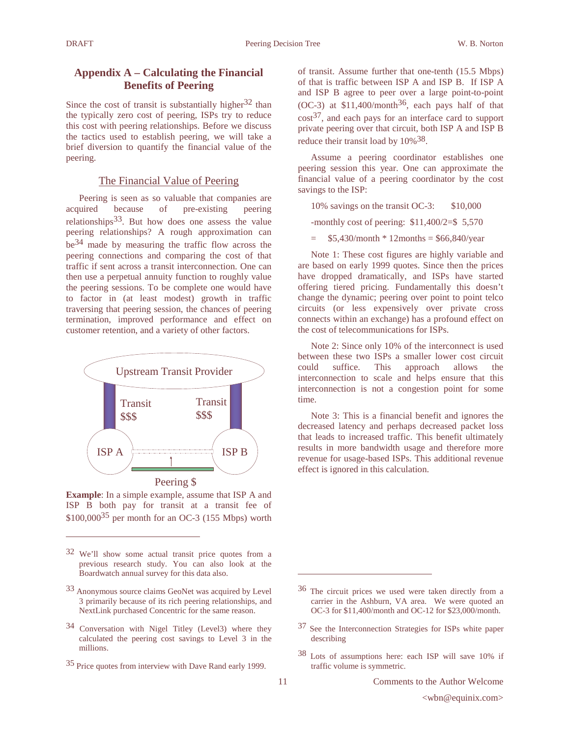## Appendix A – Calculating the Financial Benefits of Peering

Since the cost of transit is substantially higher[32] than the typically zero cost of peering, ISPs try to reduce this cost with peering relationships. Before we discuss the tactics used to establish peering, we will take a brief diversion to quantify the financial value of the peering.

### The Financial Value of Peering

Peering is seen as so valuable that companies are acquired because of pre-existing peering relationships[33]. But how does one assess the value peering relationships? A rough approximation can be[34] made by measuring the traffic flow across the peering connections and comparing the cost of that traffic if sent across a transit interconnection. One can then use a perpetual annuity function to roughly value the peering sessions. To be complete one would have to factor in (at least modest) growth in traffic traversing that peering session, the chances of peering termination, improved performance and effect on customer retention, and a variety of other factors.

Upstream Transit Provider

Transit $$$ Transit $$$

ISP A ISP B

Peering $

**Example**: In a simple example, assume that ISP A and ISP B both pay for transit at a transit fee of $100,000[35] per month for an OC-3 (155 Mbps) worth of transit. Assume further that one-tenth (15.5 Mbps) of that is traffic between ISP A and ISP B. If ISP A and ISP B agree to peer over a large point-to-point (OC-3) at $11,400/month[36], each pays half of that cost[37], and each pays for an interface card to support private peering over that circuit, both ISP A and ISP B reduce their transit load by 10%[38].

Assume a peering coordinator establishes one peering session this year. One can approximate the financial value of a peering coordinator by the cost savings to the ISP:

10% savings on the transit OC-3: $10,000

-monthly cost of peering: $11,400/2=$ 5,570

= $5,430/month * 12months = $66,840/year

Note 1: These cost figures are highly variable and are based on early 1999 quotes. Since then the prices have dropped dramatically, and ISPs have started offering tiered pricing. Fundamentally this doesn't change the dynamic; peering over point to point telco circuits (or less expensively over private cross connects within an exchange) has a profound effect on the cost of telecommunications for ISPs.

Note 2: Since only 10% of the interconnect is used between these two ISPs a smaller lower cost circuit could suffice. This approach allows the interconnection to scale and helps ensure that this interconnection is not a congestion point for some time.

Note 3: This is a financial benefit and ignores the decreased latency and perhaps decreased packet loss that leads to increased traffic. This benefit ultimately results in more bandwidth usage and therefore more revenue for usage-based ISPs. This additional revenue effect is ignored in this calculation.

---

[32] We'll show some actual transit price quotes from a previous research study. You can also look at the Boardwatch annual survey for this data also.

[33] Anonymous source claims GeoNet was acquired by Level 3 primarily because of its rich peering relationships, and NextLink purchased Concentric for the same reason.

[34] Conversation with Nigel Titley (Level3) where they calculated the peering cost savings to Level 3 in the millions.

[35] Price quotes from interview with Dave Rand early 1999.

[36] The circuit prices we used were taken directly from a carrier in the Ashburn, VA area. We were quoted an OC-3 for $11,400/month and OC-12 for $23,000/month.

[37] See the Interconnection Strategies for ISPs white paper describing

[38] Lots of assumptions here: each ISP will save 10% if traffic volume is symmetric.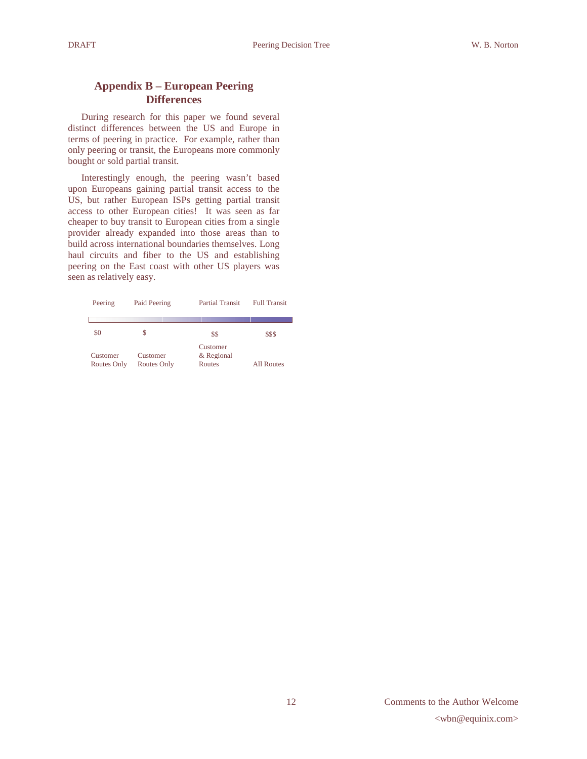## Appendix B – European Peering Differences

During research for this paper we found several distinct differences between the US and Europe in terms of peering in practice. For example, rather than only peering or transit, the Europeans more commonly bought or sold partial transit.

Interestingly enough, the peering wasn't based upon Europeans gaining partial transit access to the US, but rather European ISPs getting partial transit access to other European cities! It was seen as far cheaper to buy transit to European cities from a single provider already expanded into those areas than to build across international boundaries themselves. Long haul circuits and fiber to the US and establishing peering on the East coast with other US players was seen as relatively easy.

| Peering | Paid Peering | Partial Transit | Full Transit |
|---|---|---|---|
| $0 | $ | $$ | $$$ |
| Customer Routes Only | Customer Routes Only | Customer & Regional Routes | All Routes |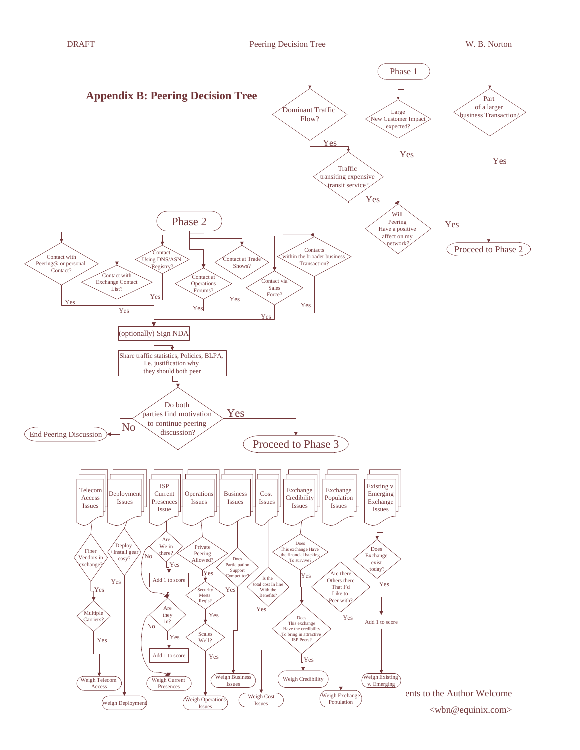## Appendix B: Peering Decision Tree

**Phase 1**

- Dominant Traffic Flow? → Yes → Traffic transiting expensive transit service? → Yes → Will Peering Have a positive affect on my network?
- Large New Customer Impact expected? → Yes → Will Peering Have a positive affect on my network?
- Part of a larger business Transaction? → Yes → Proceed to Phase 2
- Will Peering Have a positive affect on my network? → Yes → Proceed to Phase 2

**Phase 2**

- Contact with Peering@ or personal Contact? → Yes
- Contact with Exchange Contact List? → Yes
- Contact Using DNS/ASN Registry? → Yes
- Contact at Operations Forums? → Yes
- Contact at Trade Shows? → Yes
- Contact via Sales Force? → Yes
- Contacts within the broader business Transaction? → Yes

→ (optionally) Sign NDA

→ Share traffic statistics, Policies, BLPA, I.e. justification why they should both peer

→ Do both parties find motivation to continue peering discussion?
- No → End Peering Discussion
- Yes → Proceed to Phase 3

**Phase 3**

- Telecom Access Issues → Fiber Vendors in exchange? → Yes → Multiple Carriers? → Yes → Weigh Telecom Access
- Deployment Issues → Deploy +Install gear easy? → Yes → Weigh Deployment
- ISP Current Presences Issue → Are We in there? → Yes → Add 1 to score; No → Are they in? → Yes → Add 1 to score; No → Weigh Current Presences
- Operations Issues → Private Peering Allowed? → Yes → Security Meets Req's? → Yes → Scales Well? → Yes → Weigh Operations Issues
- Business Issues → Does Participation Support Competitor? → Yes → Weigh Business Issues
- Cost Issues → Is the total cost In line With the Benefits? → Yes → Weigh Cost Issues
- Exchange Credibility Issues → Does This exchange Have the financial backing To survive? → Yes → Does This exchange Have the credibility To bring in attractive ISP Peers? → Yes → Weigh Credibility
- Exchange Population Issues → Are there Others there That I'd Like to Peer with? → Yes → Weigh Exchange Population
- Existing v. Emerging Exchange Issues → Does Exchange exist today? → Yes → Add 1 to score → Weigh Existing v. Emerging

...ents to the Author Welcome
<wbn@equinix.com>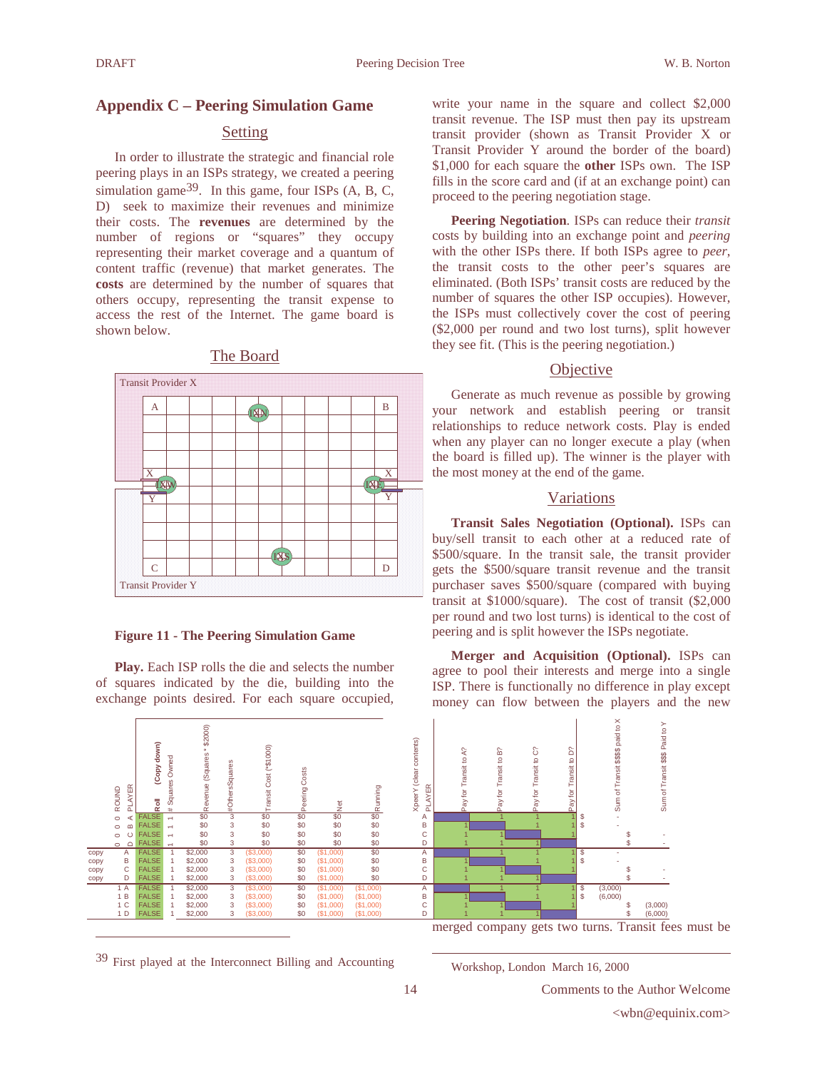## Appendix C – Peering Simulation Game

### Setting

In order to illustrate the strategic and financial role peering plays in an ISPs strategy, we created a peering simulation game[39]. In this game, four ISPs (A, B, C, D) seek to maximize their revenues and minimize their costs. The **revenues** are determined by the number of regions or "squares" they occupy representing their market coverage and a quantum of content traffic (revenue) that market generates. The **costs** are determined by the number of squares that others occupy, representing the transit expense to access the rest of the Internet. The game board is shown below.

### The Board

Transit Provider X

A, B, IXN, X, IXW, IXE, Y, IXS, C, D

Transit Provider Y

**Figure 11 - The Peering Simulation Game**

**Play.** Each ISP rolls the die and selects the number of squares indicated by the die, building into the exchange points desired. For each square occupied, write your name in the square and collect $2,000 transit revenue. The ISP must then pay its upstream transit provider (shown as Transit Provider X or Transit Provider Y around the border of the board) $1,000 for each square the **other** ISPs own. The ISP fills in the score card and (if at an exchange point) can proceed to the peering negotiation stage.

**Peering Negotiation**. ISPs can reduce their *transit* costs by building into an exchange point and *peering* with the other ISPs there. If both ISPs agree to *peer*, the transit costs to the other peer's squares are eliminated. (Both ISPs' transit costs are reduced by the number of squares the other ISP occupies. However, the ISPs must collectively cover the cost of peering ($2,000 per round and two lost turns), split however they see fit. (This is the peering negotiation.)

### Objective

Generate as much revenue as possible by growing your network and establish peering or transit relationships to reduce network costs. Play is ended when any player can no longer execute a play (when the board is filled up). The winner is the player with the most money at the end of the game.

### Variations

**Transit Sales Negotiation (Optional).** ISPs can buy/sell transit to each other at a reduced rate of $500/square. In the transit sale, the transit provider gets the $500/square transit revenue and the transit purchaser saves $500/square (compared with buying transit at $1000/square). The cost of transit ($2,000 per round and two lost turns) is identical to the cost of peering and is split however the ISPs negotiate.

**Merger and Acquisition (Optional).** ISPs can agree to pool their interests and merge into a single ISP. There is functionally no difference in play except money can flow between the players and the new merged company gets two turns. Transit fees must be

| | ROUND | PLAYER | Roll (Copy down) | # Squares Owned | Revenue (Squares * $2000) | #OthersSquares | Transit Cost (*$1000) | Peering Costs | Net | Running | XpeerY (clear contents) PLAYER | Pay for Transit to A? | Pay for Transit to B? | Pay for Transit to C? | Pay for Transit to D? | Sum of Transit $$$$ paid to X | Sum of Transit $$$ Paid to Y |
|---|---|---|---|---|---|---|---|---|---|---|---|---|---|---|---|---|---|
| | 0 | A | FALSE | 1 | $0 | 3 | $0 | $0 | $0 | $0 | A | | 1 | 1 | 1 | $ - | |
| | 0 | B | FALSE | 1 | $0 | 3 | $0 | $0 | $0 | $0 | B | 1 | | 1 | 1 | $ - | |
| | 0 | C | FALSE | 1 | $0 | 3 | $0 | $0 | $0 | $0 | C | 1 | 1 | | 1 | | $ - |
| | 0 | D | FALSE | 1 | $0 | 3 | $0 | $0 | $0 | $0 | D | 1 | 1 | 1 | | | $ - |
| copy | | A | FALSE | 1 | $2,000 | 3 | ($3,000) | $0 | ($1,000) | $0 | A | | 1 | 1 | 1 | $ - | |
| copy | | B | FALSE | 1 | $2,000 | 3 | ($3,000) | $0 | ($1,000) | $0 | B | 1 | | 1 | 1 | $ - | |
| copy | | C | FALSE | 1 | $2,000 | 3 | ($3,000) | $0 | ($1,000) | $0 | C | 1 | 1 | | 1 | | $ - |
| copy | | D | FALSE | 1 | $2,000 | 3 | ($3,000) | $0 | ($1,000) | $0 | D | 1 | 1 | 1 | | | $ - |
| | 1 | A | FALSE | 1 | $2,000 | 3 | ($3,000) | $0 | ($1,000) | ($1,000) | A | | 1 | 1 | 1 | $ (3,000) | |
| | 1 | B | FALSE | 1 | $2,000 | 3 | ($3,000) | $0 | ($1,000) | ($1,000) | B | 1 | | 1 | 1 | $ (6,000) | |
| | 1 | C | FALSE | 1 | $2,000 | 3 | ($3,000) | $0 | ($1,000) | ($1,000) | C | 1 | 1 | | 1 | | $ (3,000) |
| | 1 | D | FALSE | 1 | $2,000 | 3 | ($3,000) | $0 | ($1,000) | ($1,000) | D | 1 | 1 | 1 | | | $ (6,000) |

[39] First played at the Interconnect Billing and Accounting Workshop, London March 16, 2000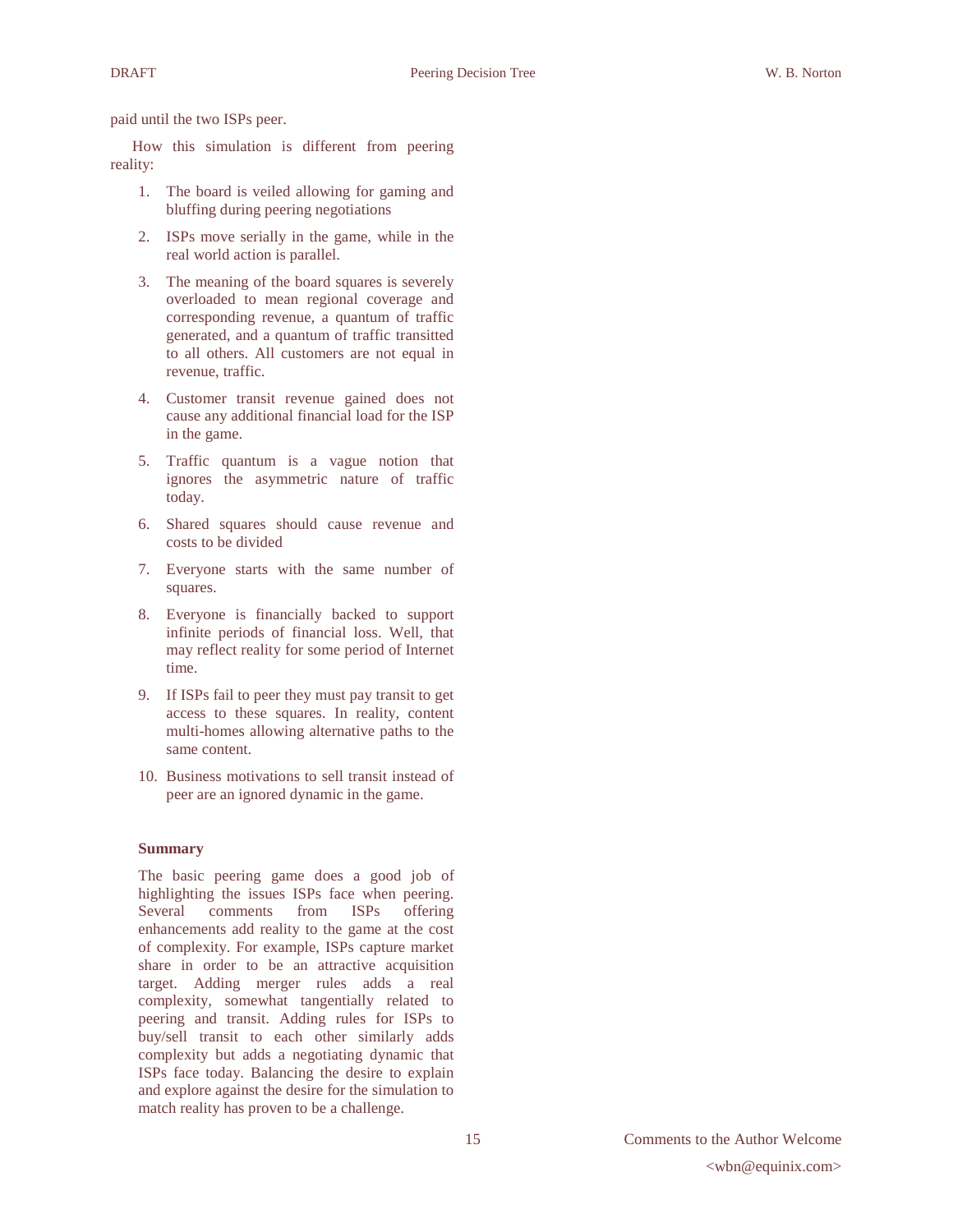paid until the two ISPs peer.

How this simulation is different from peering reality:

1. The board is veiled allowing for gaming and bluffing during peering negotiations
2. ISPs move serially in the game, while in the real world action is parallel.
3. The meaning of the board squares is severely overloaded to mean regional coverage and corresponding revenue, a quantum of traffic generated, and a quantum of traffic transitted to all others. All customers are not equal in revenue, traffic.
4. Customer transit revenue gained does not cause any additional financial load for the ISP in the game.
5. Traffic quantum is a vague notion that ignores the asymmetric nature of traffic today.
6. Shared squares should cause revenue and costs to be divided
7. Everyone starts with the same number of squares.
8. Everyone is financially backed to support infinite periods of financial loss. Well, that may reflect reality for some period of Internet time.
9. If ISPs fail to peer they must pay transit to get access to these squares. In reality, content multi-homes allowing alternative paths to the same content.
10. Business motivations to sell transit instead of peer are an ignored dynamic in the game.

**Summary**

The basic peering game does a good job of highlighting the issues ISPs face when peering. Several comments from ISPs offering enhancements add reality to the game at the cost of complexity. For example, ISPs capture market share in order to be an attractive acquisition target. Adding merger rules adds a real complexity, somewhat tangentially related to peering and transit. Adding rules for ISPs to buy/sell transit to each other similarly adds complexity but adds a negotiating dynamic that ISPs face today. Balancing the desire to explain and explore against the desire for the simulation to match reality has proven to be a challenge.